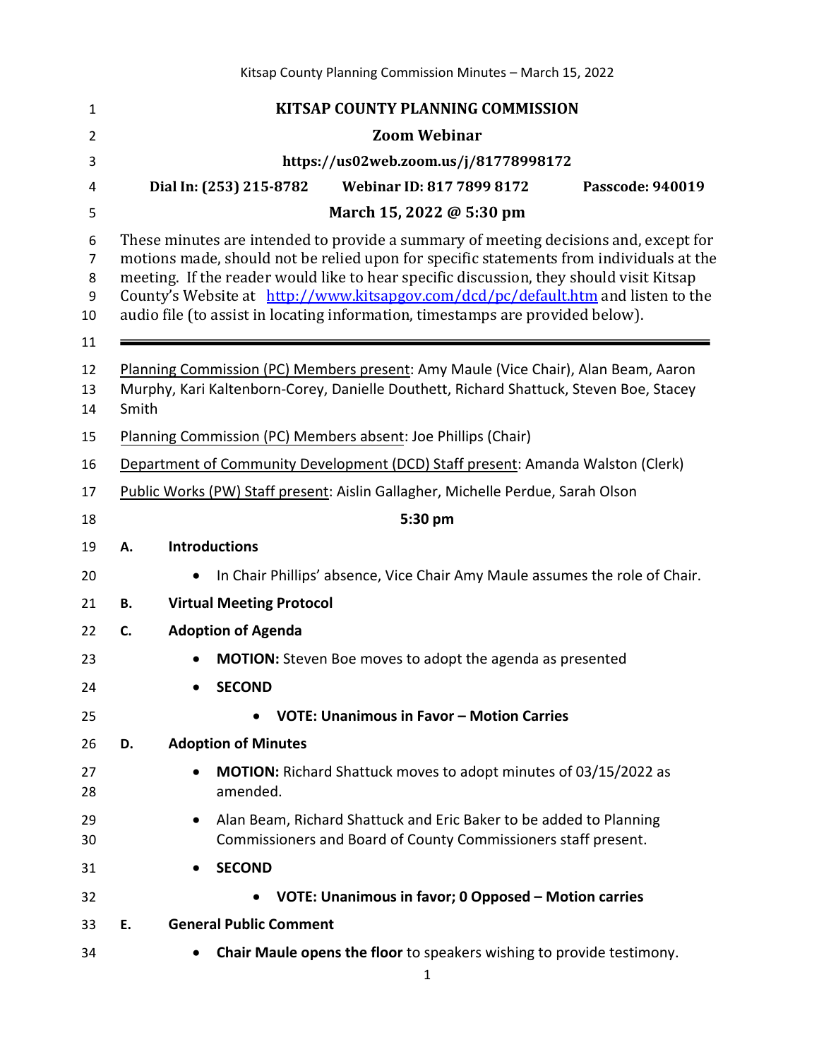**KITSAP COUNTY PLANNING COMMISSION**

**Zoom Webinar**

**https://us02web.zoom.us/j/81778998172**

**Dial In: (253) 215-8782 Webinar ID: 817 7899 8172 Passcode: 940019**

**March 15, 2022 @ 5:30 pm**

These minutes are intended to provide a summary of meeting decisions and, except for motions made, should not be relied upon for specific statements from individuals at the meeting. If the reader would like to hear specific discussion, they should visit Kitsap County's Website at http://www.kitsapgov.com/dcd/pc/default.htm and listen to the audio file (to assist in locating information, timestamps are provided below).

---

Planning Commission (PC) Members present: Amy Maule (Vice Chair), Alan Beam, Aaron Murphy, Kari Kaltenborn-Corey, Danielle Douthett, Richard Shattuck, Steven Boe, Stacey Smith

Planning Commission (PC) Members absent: Joe Phillips (Chair)

Department of Community Development (DCD) Staff present: Amanda Walston (Clerk)

Public Works (PW) Staff present: Aislin Gallagher, Michelle Perdue, Sarah Olson

**5:30 pm**

**A. Introductions**

- In Chair Phillips' absence, Vice Chair Amy Maule assumes the role of Chair.

**B. Virtual Meeting Protocol**

**C. Adoption of Agenda**

- **MOTION:** Steven Boe moves to adopt the agenda as presented
- **SECOND**
  - **VOTE: Unanimous in Favor – Motion Carries**

**D. Adoption of Minutes**

- **MOTION:** Richard Shattuck moves to adopt minutes of 03/15/2022 as amended.
- Alan Beam, Richard Shattuck and Eric Baker to be added to Planning Commissioners and Board of County Commissioners staff present.
- **SECOND**
  - **VOTE: Unanimous in favor; 0 Opposed – Motion carries**

**E. General Public Comment**

- **Chair Maule opens the floor** to speakers wishing to provide testimony.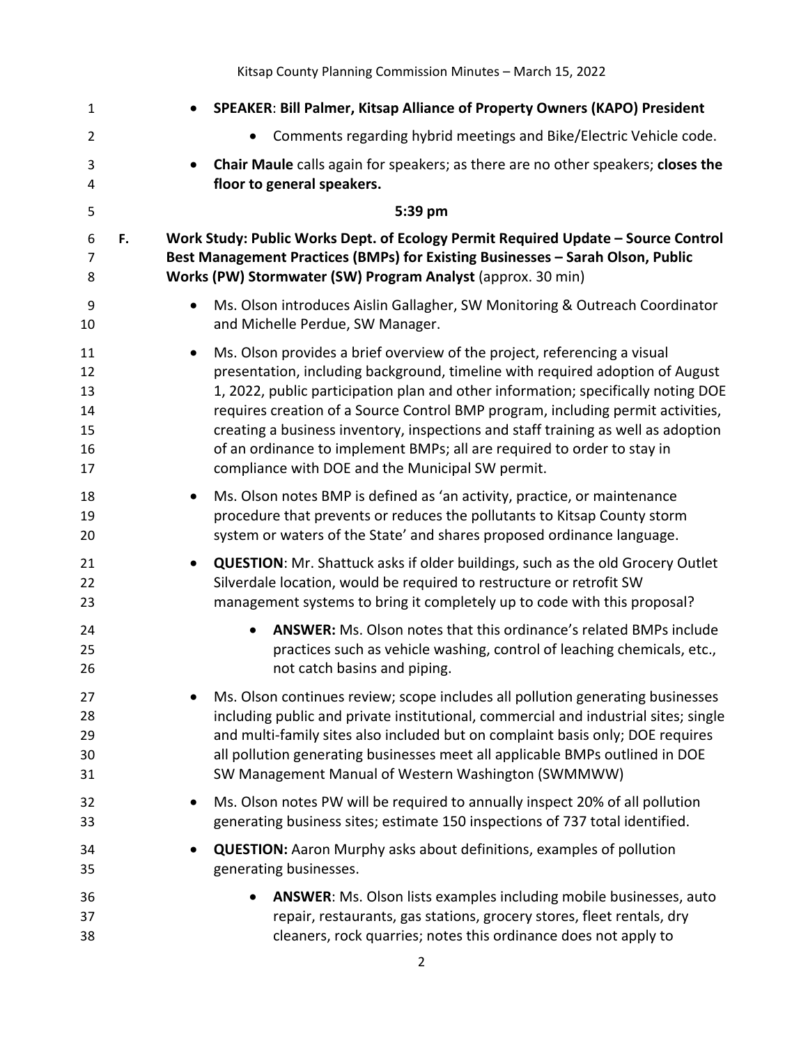- **SPEAKER**: **Bill Palmer, Kitsap Alliance of Property Owners (KAPO) President**
    - Comments regarding hybrid meetings and Bike/Electric Vehicle code.
- **Chair Maule** calls again for speakers; as there are no other speakers; **closes the floor to general speakers.**

**5:39 pm**

**F. Work Study: Public Works Dept. of Ecology Permit Required Update – Source Control Best Management Practices (BMPs) for Existing Businesses – Sarah Olson, Public Works (PW) Stormwater (SW) Program Analyst** (approx. 30 min)

- Ms. Olson introduces Aislin Gallagher, SW Monitoring & Outreach Coordinator and Michelle Perdue, SW Manager.
- Ms. Olson provides a brief overview of the project, referencing a visual presentation, including background, timeline with required adoption of August 1, 2022, public participation plan and other information; specifically noting DOE requires creation of a Source Control BMP program, including permit activities, creating a business inventory, inspections and staff training as well as adoption of an ordinance to implement BMPs; all are required to order to stay in compliance with DOE and the Municipal SW permit.
- Ms. Olson notes BMP is defined as 'an activity, practice, or maintenance procedure that prevents or reduces the pollutants to Kitsap County storm system or waters of the State' and shares proposed ordinance language.
- **QUESTION**: Mr. Shattuck asks if older buildings, such as the old Grocery Outlet Silverdale location, would be required to restructure or retrofit SW management systems to bring it completely up to code with this proposal?
    - **ANSWER:** Ms. Olson notes that this ordinance's related BMPs include practices such as vehicle washing, control of leaching chemicals, etc., not catch basins and piping.
- Ms. Olson continues review; scope includes all pollution generating businesses including public and private institutional, commercial and industrial sites; single and multi-family sites also included but on complaint basis only; DOE requires all pollution generating businesses meet all applicable BMPs outlined in DOE SW Management Manual of Western Washington (SWMMWW)
- Ms. Olson notes PW will be required to annually inspect 20% of all pollution generating business sites; estimate 150 inspections of 737 total identified.
- **QUESTION:** Aaron Murphy asks about definitions, examples of pollution generating businesses.
    - **ANSWER**: Ms. Olson lists examples including mobile businesses, auto repair, restaurants, gas stations, grocery stores, fleet rentals, dry cleaners, rock quarries; notes this ordinance does not apply to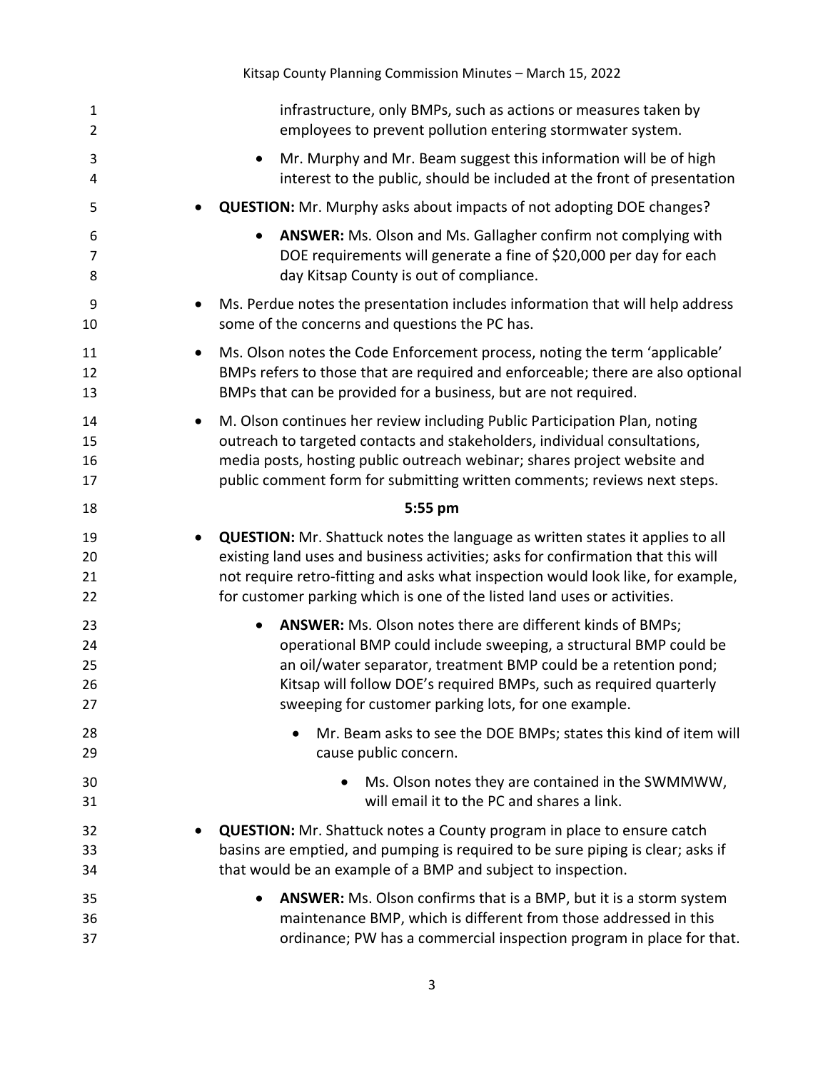infrastructure, only BMPs, such as actions or measures taken by employees to prevent pollution entering stormwater system.

- Mr. Murphy and Mr. Beam suggest this information will be of high interest to the public, should be included at the front of presentation

- **QUESTION:** Mr. Murphy asks about impacts of not adopting DOE changes?
    - **ANSWER:** Ms. Olson and Ms. Gallagher confirm not complying with DOE requirements will generate a fine of $20,000 per day for each day Kitsap County is out of compliance.
- Ms. Perdue notes the presentation includes information that will help address some of the concerns and questions the PC has.
- Ms. Olson notes the Code Enforcement process, noting the term 'applicable' BMPs refers to those that are required and enforceable; there are also optional BMPs that can be provided for a business, but are not required.
- M. Olson continues her review including Public Participation Plan, noting outreach to targeted contacts and stakeholders, individual consultations, media posts, hosting public outreach webinar; shares project website and public comment form for submitting written comments; reviews next steps.

**5:55 pm**

- **QUESTION:** Mr. Shattuck notes the language as written states it applies to all existing land uses and business activities; asks for confirmation that this will not require retro-fitting and asks what inspection would look like, for example, for customer parking which is one of the listed land uses or activities.
    - **ANSWER:** Ms. Olson notes there are different kinds of BMPs; operational BMP could include sweeping, a structural BMP could be an oil/water separator, treatment BMP could be a retention pond; Kitsap will follow DOE's required BMPs, such as required quarterly sweeping for customer parking lots, for one example.
        - Mr. Beam asks to see the DOE BMPs; states this kind of item will cause public concern.
            - Ms. Olson notes they are contained in the SWMMWW, will email it to the PC and shares a link.
- **QUESTION:** Mr. Shattuck notes a County program in place to ensure catch basins are emptied, and pumping is required to be sure piping is clear; asks if that would be an example of a BMP and subject to inspection.
    - **ANSWER:** Ms. Olson confirms that is a BMP, but it is a storm system maintenance BMP, which is different from those addressed in this ordinance; PW has a commercial inspection program in place for that.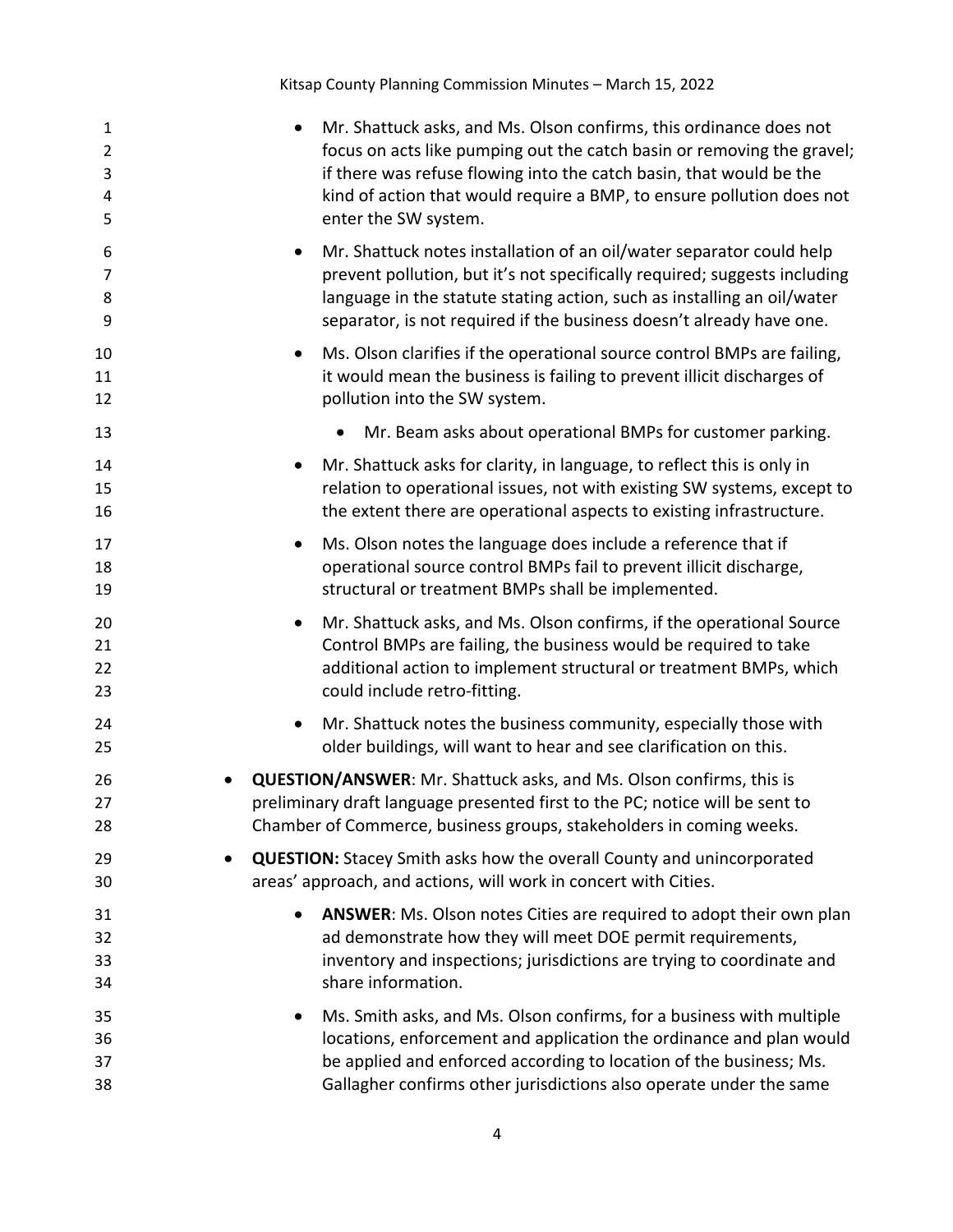- Mr. Shattuck asks, and Ms. Olson confirms, this ordinance does not focus on acts like pumping out the catch basin or removing the gravel; if there was refuse flowing into the catch basin, that would be the kind of action that would require a BMP, to ensure pollution does not enter the SW system.
- Mr. Shattuck notes installation of an oil/water separator could help prevent pollution, but it's not specifically required; suggests including language in the statute stating action, such as installing an oil/water separator, is not required if the business doesn't already have one.
- Ms. Olson clarifies if the operational source control BMPs are failing, it would mean the business is failing to prevent illicit discharges of pollution into the SW system.
  - Mr. Beam asks about operational BMPs for customer parking.
- Mr. Shattuck asks for clarity, in language, to reflect this is only in relation to operational issues, not with existing SW systems, except to the extent there are operational aspects to existing infrastructure.
- Ms. Olson notes the language does include a reference that if operational source control BMPs fail to prevent illicit discharge, structural or treatment BMPs shall be implemented.
- Mr. Shattuck asks, and Ms. Olson confirms, if the operational Source Control BMPs are failing, the business would be required to take additional action to implement structural or treatment BMPs, which could include retro-fitting.
- Mr. Shattuck notes the business community, especially those with older buildings, will want to hear and see clarification on this.

- **QUESTION/ANSWER**: Mr. Shattuck asks, and Ms. Olson confirms, this is preliminary draft language presented first to the PC; notice will be sent to Chamber of Commerce, business groups, stakeholders in coming weeks.
- **QUESTION:** Stacey Smith asks how the overall County and unincorporated areas' approach, and actions, will work in concert with Cities.
  - **ANSWER**: Ms. Olson notes Cities are required to adopt their own plan ad demonstrate how they will meet DOE permit requirements, inventory and inspections; jurisdictions are trying to coordinate and share information.
  - Ms. Smith asks, and Ms. Olson confirms, for a business with multiple locations, enforcement and application the ordinance and plan would be applied and enforced according to location of the business; Ms. Gallagher confirms other jurisdictions also operate under the same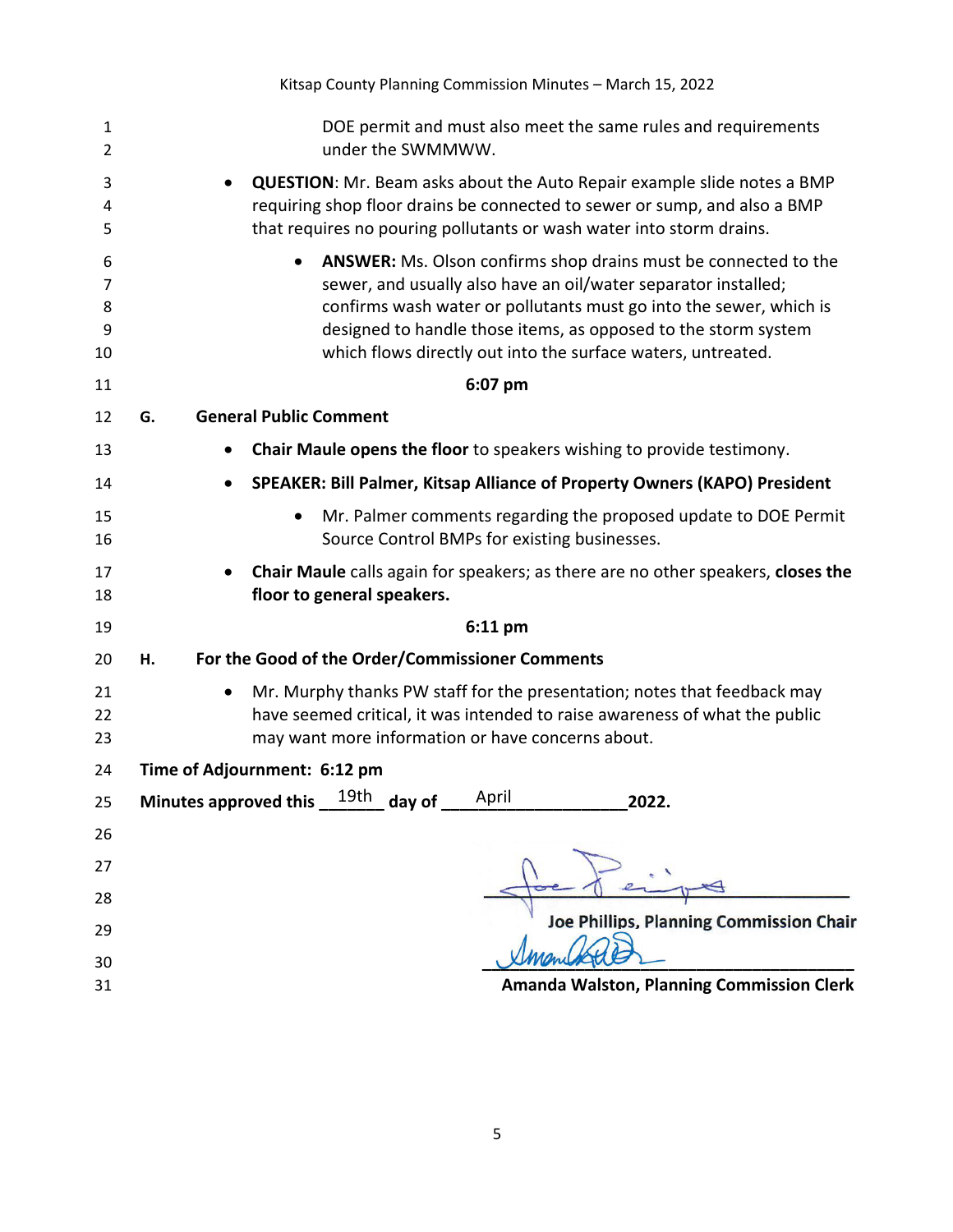DOE permit and must also meet the same rules and requirements under the SWMMWW.

- **QUESTION**: Mr. Beam asks about the Auto Repair example slide notes a BMP requiring shop floor drains be connected to sewer or sump, and also a BMP that requires no pouring pollutants or wash water into storm drains.
  - **ANSWER:** Ms. Olson confirms shop drains must be connected to the sewer, and usually also have an oil/water separator installed; confirms wash water or pollutants must go into the sewer, which is designed to handle those items, as opposed to the storm system which flows directly out into the surface waters, untreated.

**6:07 pm**

## G. General Public Comment

- **Chair Maule opens the floor** to speakers wishing to provide testimony.
- **SPEAKER: Bill Palmer, Kitsap Alliance of Property Owners (KAPO) President**
  - Mr. Palmer comments regarding the proposed update to DOE Permit Source Control BMPs for existing businesses.
- **Chair Maule** calls again for speakers; as there are no other speakers, **closes the floor to general speakers.**

**6:11 pm**

## H. For the Good of the Order/Commissioner Comments

- Mr. Murphy thanks PW staff for the presentation; notes that feedback may have seemed critical, it was intended to raise awareness of what the public may want more information or have concerns about.

**Time of Adjournment: 6:12 pm**

**Minutes approved this** 19th **day of** April **2022.**

_______________________________
**Joe Phillips, Planning Commission Chair**

_______________________________
**Amanda Walston, Planning Commission Clerk**